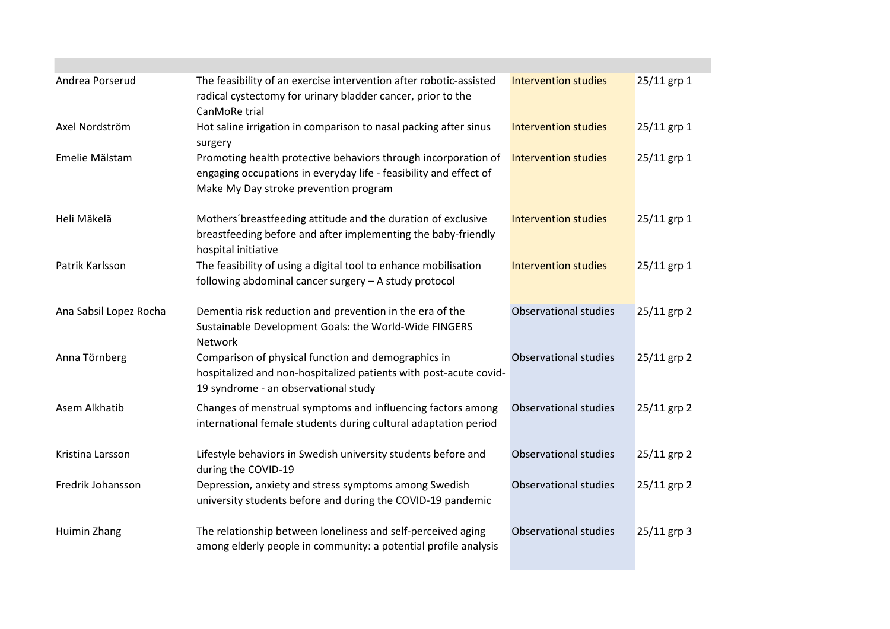| | | | |
|---|---|---|---|
| Andrea Porserud | The feasibility of an exercise intervention after robotic-assisted radical cystectomy for urinary bladder cancer, prior to the CanMoRe trial | Intervention studies | 25/11 grp 1 |
| Axel Nordström | Hot saline irrigation in comparison to nasal packing after sinus surgery | Intervention studies | 25/11 grp 1 |
| Emelie Mälstam | Promoting health protective behaviors through incorporation of engaging occupations in everyday life - feasibility and effect of Make My Day stroke prevention program | Intervention studies | 25/11 grp 1 |
| Heli Mäkelä | Mothers´breastfeeding attitude and the duration of exclusive breastfeeding before and after implementing the baby-friendly hospital initiative | Intervention studies | 25/11 grp 1 |
| Patrik Karlsson | The feasibility of using a digital tool to enhance mobilisation following abdominal cancer surgery – A study protocol | Intervention studies | 25/11 grp 1 |
| Ana Sabsil Lopez Rocha | Dementia risk reduction and prevention in the era of the Sustainable Development Goals: the World-Wide FINGERS Network | Observational studies | 25/11 grp 2 |
| Anna Törnberg | Comparison of physical function and demographics in hospitalized and non-hospitalized patients with post-acute covid-19 syndrome - an observational study | Observational studies | 25/11 grp 2 |
| Asem Alkhatib | Changes of menstrual symptoms and influencing factors among international female students during cultural adaptation period | Observational studies | 25/11 grp 2 |
| Kristina Larsson | Lifestyle behaviors in Swedish university students before and during the COVID-19 | Observational studies | 25/11 grp 2 |
| Fredrik Johansson | Depression, anxiety and stress symptoms among Swedish university students before and during the COVID-19 pandemic | Observational studies | 25/11 grp 2 |
| Huimin Zhang | The relationship between loneliness and self-perceived aging among elderly people in community: a potential profile analysis | Observational studies | 25/11 grp 3 |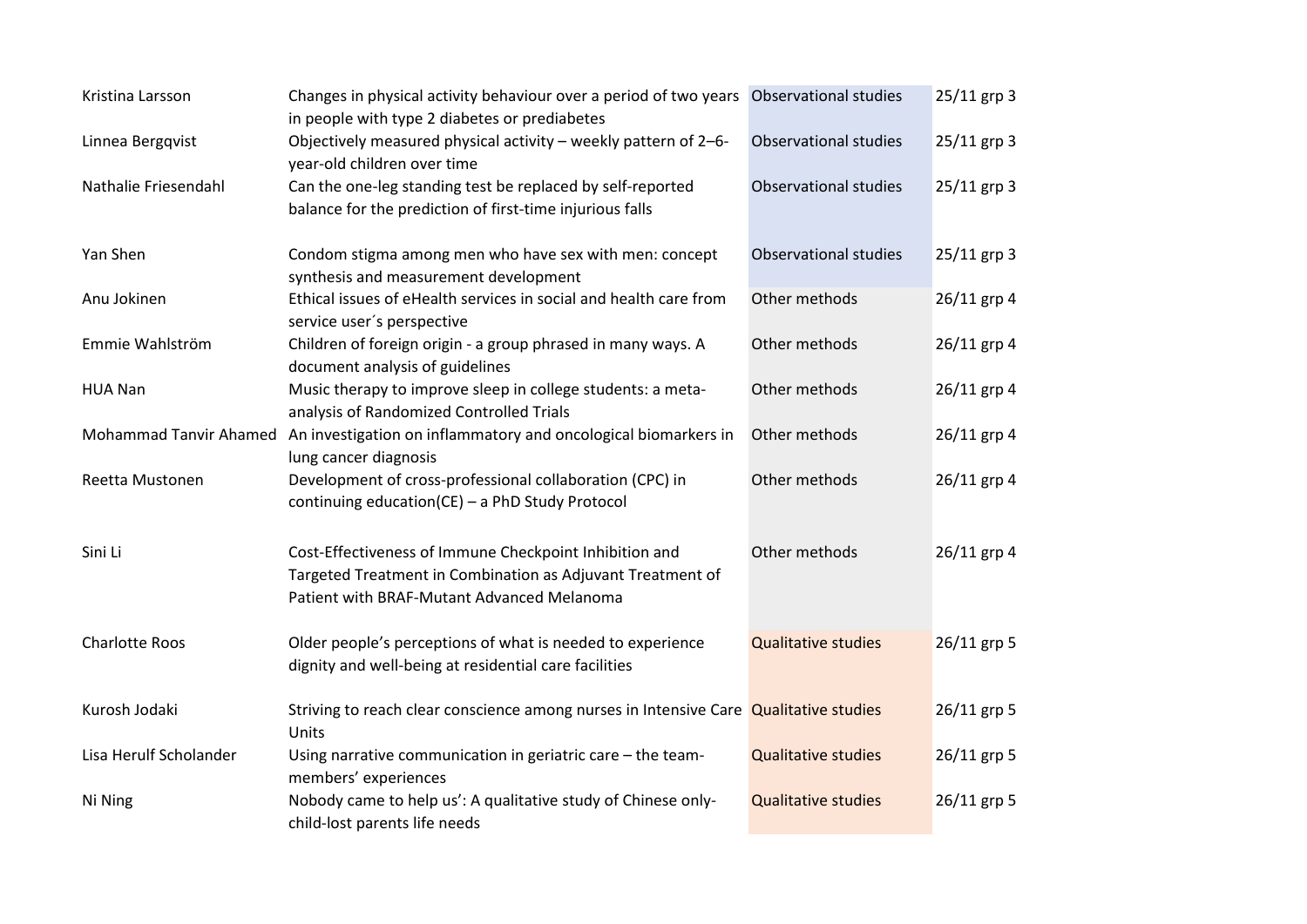| | | | |
|---|---|---|---|
| Kristina Larsson | Changes in physical activity behaviour over a period of two years in people with type 2 diabetes or prediabetes | Observational studies | 25/11 grp 3 |
| Linnea Bergqvist | Objectively measured physical activity – weekly pattern of 2–6-year-old children over time | Observational studies | 25/11 grp 3 |
| Nathalie Friesendahl | Can the one-leg standing test be replaced by self-reported balance for the prediction of first-time injurious falls | Observational studies | 25/11 grp 3 |
| Yan Shen | Condom stigma among men who have sex with men: concept synthesis and measurement development | Observational studies | 25/11 grp 3 |
| Anu Jokinen | Ethical issues of eHealth services in social and health care from service user´s perspective | Other methods | 26/11 grp 4 |
| Emmie Wahlström | Children of foreign origin - a group phrased in many ways. A document analysis of guidelines | Other methods | 26/11 grp 4 |
| HUA Nan | Music therapy to improve sleep in college students: a meta-analysis of Randomized Controlled Trials | Other methods | 26/11 grp 4 |
| Mohammad Tanvir Ahamed | An investigation on inflammatory and oncological biomarkers in lung cancer diagnosis | Other methods | 26/11 grp 4 |
| Reetta Mustonen | Development of cross-professional collaboration (CPC) in continuing education(CE) – a PhD Study Protocol | Other methods | 26/11 grp 4 |
| Sini Li | Cost-Effectiveness of Immune Checkpoint Inhibition and Targeted Treatment in Combination as Adjuvant Treatment of Patient with BRAF-Mutant Advanced Melanoma | Other methods | 26/11 grp 4 |
| Charlotte Roos | Older people's perceptions of what is needed to experience dignity and well-being at residential care facilities | Qualitative studies | 26/11 grp 5 |
| Kurosh Jodaki | Striving to reach clear conscience among nurses in Intensive Care Units | Qualitative studies | 26/11 grp 5 |
| Lisa Herulf Scholander | Using narrative communication in geriatric care – the team-members' experiences | Qualitative studies | 26/11 grp 5 |
| Ni Ning | Nobody came to help us': A qualitative study of Chinese only-child-lost parents life needs | Qualitative studies | 26/11 grp 5 |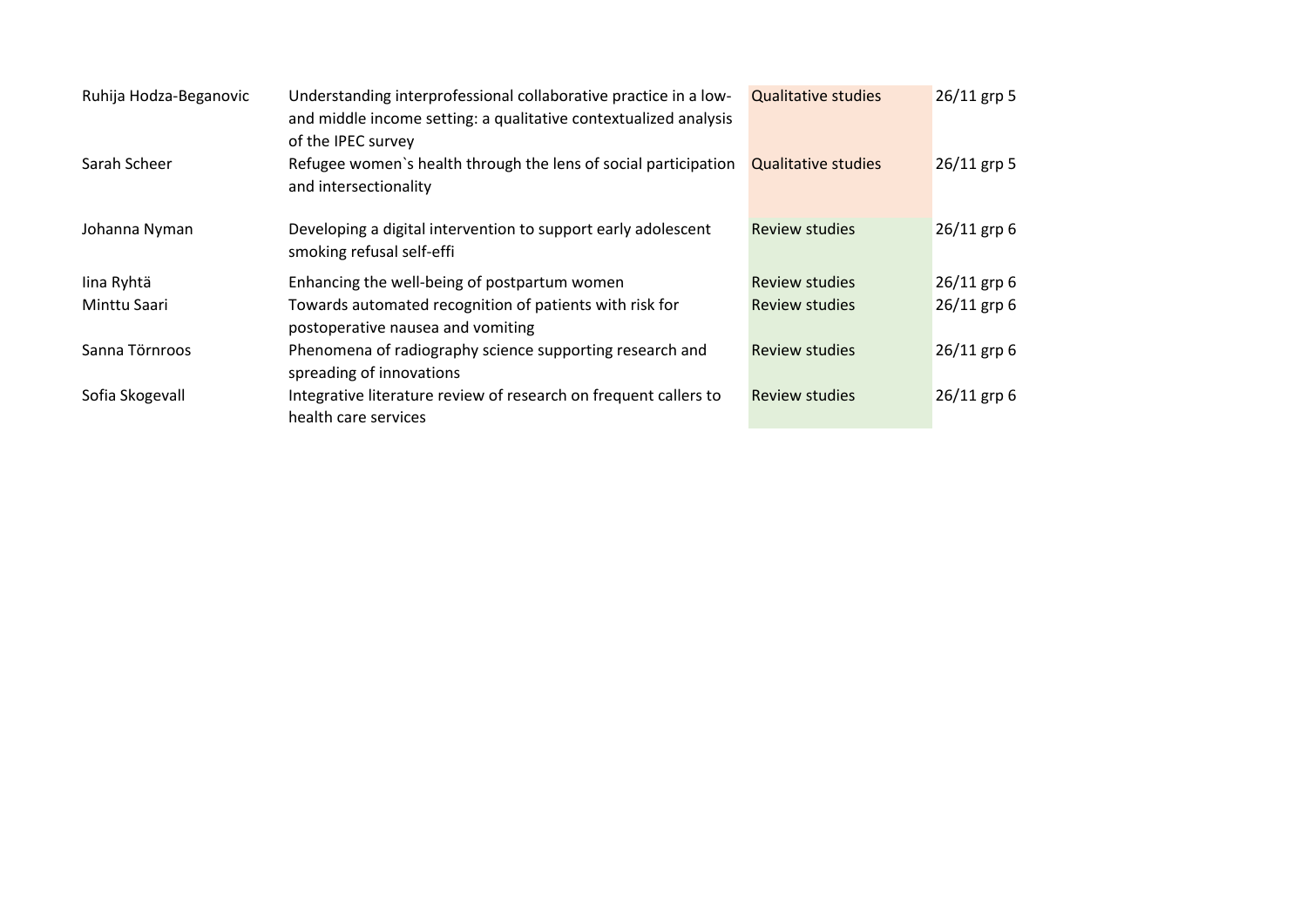| | | | |
|---|---|---|---|
| Ruhija Hodza-Beganovic | Understanding interprofessional collaborative practice in a low- and middle income setting: a qualitative contextualized analysis of the IPEC survey | Qualitative studies | 26/11 grp 5 |
| Sarah Scheer | Refugee women`s health through the lens of social participation and intersectionality | Qualitative studies | 26/11 grp 5 |
| Johanna Nyman | Developing a digital intervention to support early adolescent smoking refusal self-effi | Review studies | 26/11 grp 6 |
| Iina Ryhtä | Enhancing the well-being of postpartum women | Review studies | 26/11 grp 6 |
| Minttu Saari | Towards automated recognition of patients with risk for postoperative nausea and vomiting | Review studies | 26/11 grp 6 |
| Sanna Törnroos | Phenomena of radiography science supporting research and spreading of innovations | Review studies | 26/11 grp 6 |
| Sofia Skogevall | Integrative literature review of research on frequent callers to health care services | Review studies | 26/11 grp 6 |